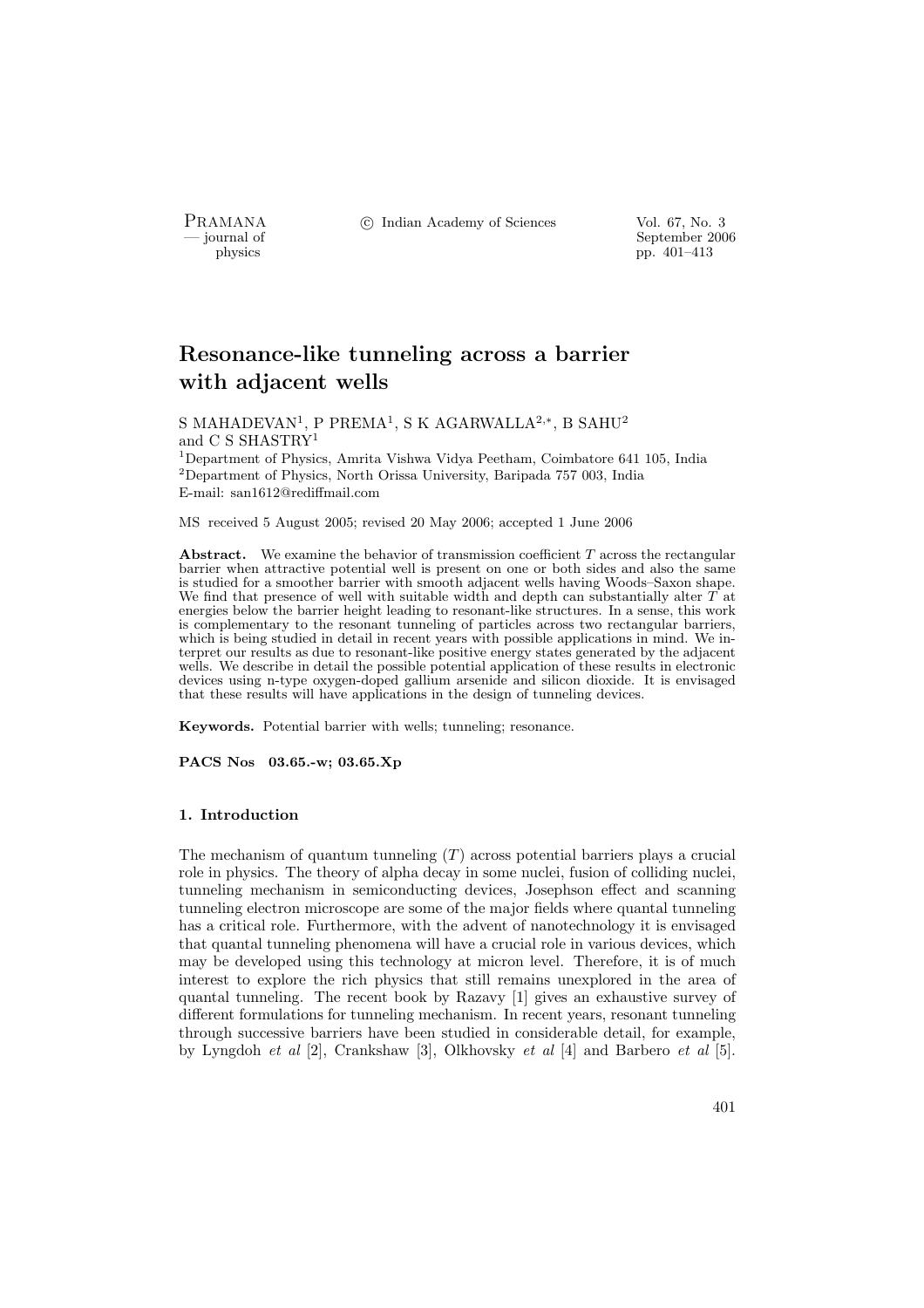# Resonance-like tunneling across a barrier with adjacent wells

S MAHADEVAN[1], P PREMA[1], S K AGARWALLA[2,*], B SAHU[2] and C S SHASTRY[1]

[1]Department of Physics, Amrita Vishwa Vidya Peetham, Coimbatore 641 105, India
[2]Department of Physics, North Orissa University, Baripada 757 003, India
E-mail: san1612@rediffmail.com

MS received 5 August 2005; revised 20 May 2006; accepted 1 June 2006

**Abstract.** We examine the behavior of transmission coefficient $T$ across the rectangular barrier when attractive potential well is present on one or both sides and also the same is studied for a smoother barrier with smooth adjacent wells having Woods–Saxon shape. We find that presence of well with suitable width and depth can substantially alter $T$ at energies below the barrier height leading to resonant-like structures. In a sense, this work is complementary to the resonant tunneling of particles across two rectangular barriers, which is being studied in detail in recent years with possible applications in mind. We interpret our results as due to resonant-like positive energy states generated by the adjacent wells. We describe in detail the possible potential application of these results in electronic devices using n-type oxygen-doped gallium arsenide and silicon dioxide. It is envisaged that these results will have applications in the design of tunneling devices.

**Keywords.** Potential barrier with wells; tunneling; resonance.

**PACS Nos 03.65.-w; 03.65.Xp**

## 1. Introduction

The mechanism of quantum tunneling ($T$) across potential barriers plays a crucial role in physics. The theory of alpha decay in some nuclei, fusion of colliding nuclei, tunneling mechanism in semiconducting devices, Josephson effect and scanning tunneling electron microscope are some of the major fields where quantal tunneling has a critical role. Furthermore, with the advent of nanotechnology it is envisaged that quantal tunneling phenomena will have a crucial role in various devices, which may be developed using this technology at micron level. Therefore, it is of much interest to explore the rich physics that still remains unexplored in the area of quantal tunneling. The recent book by Razavy [1] gives an exhaustive survey of different formulations for tunneling mechanism. In recent years, resonant tunneling through successive barriers have been studied in considerable detail, for example, by Lyngdoh *et al* [2], Crankshaw [3], Olkhovsky *et al* [4] and Barbero *et al* [5].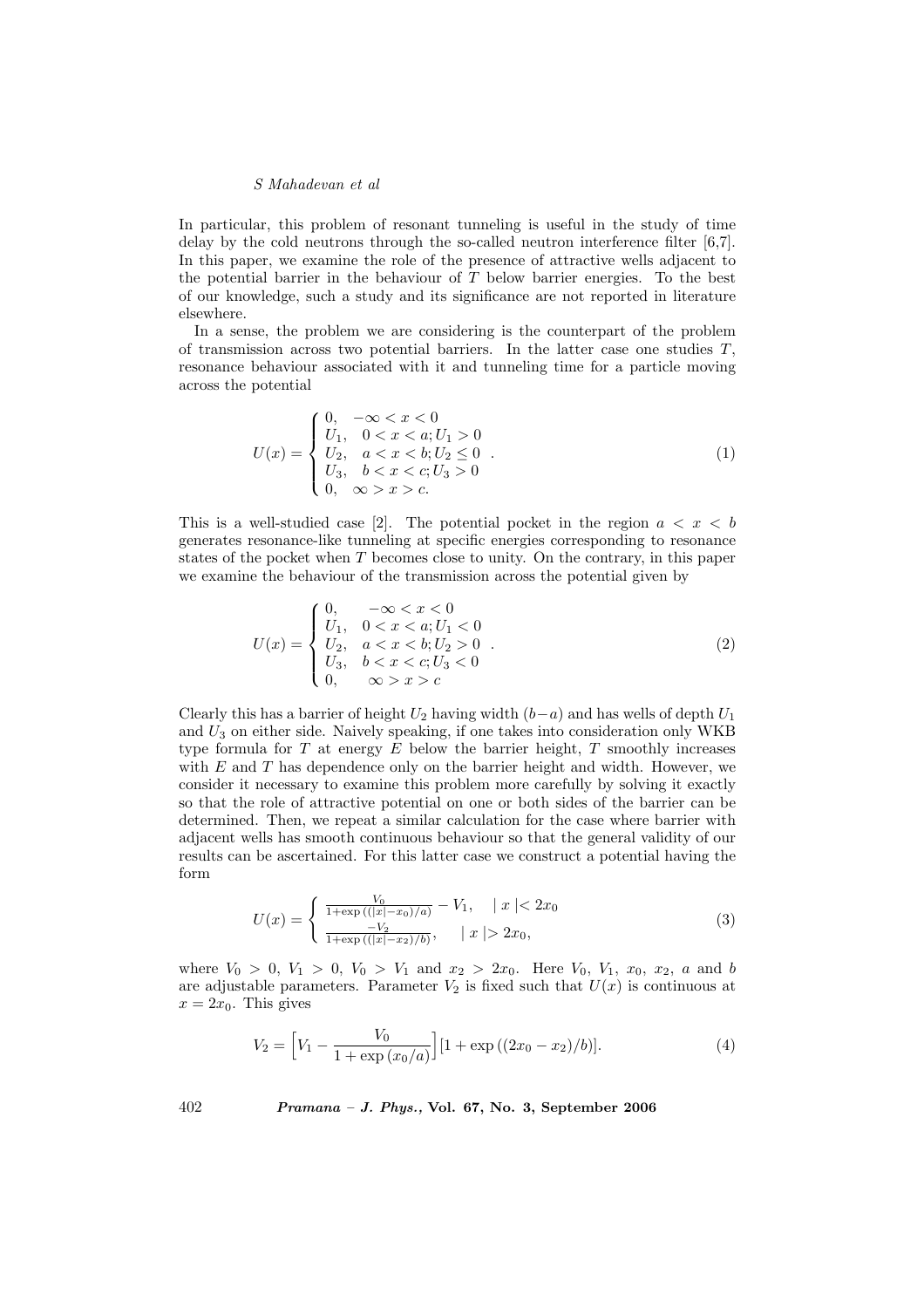In particular, this problem of resonant tunneling is useful in the study of time delay by the cold neutrons through the so-called neutron interference filter [6,7]. In this paper, we examine the role of the presence of attractive wells adjacent to the potential barrier in the behaviour of $T$ below barrier energies. To the best of our knowledge, such a study and its significance are not reported in literature elsewhere.

In a sense, the problem we are considering is the counterpart of the problem of transmission across two potential barriers. In the latter case one studies $T$, resonance behaviour associated with it and tunneling time for a particle moving across the potential

$$U(x) = \begin{cases} 0, & -\infty < x < 0 \\ U_1, & 0 < x < a; U_1 > 0 \\ U_2, & a < x < b; U_2 \leq 0 \\ U_3, & b < x < c; U_3 > 0 \\ 0, & \infty > x > c. \end{cases} \tag{1}$$

This is a well-studied case [2]. The potential pocket in the region $a < x < b$ generates resonance-like tunneling at specific energies corresponding to resonance states of the pocket when $T$ becomes close to unity. On the contrary, in this paper we examine the behaviour of the transmission across the potential given by

$$U(x) = \begin{cases} 0, & -\infty < x < 0 \\ U_1, & 0 < x < a; U_1 < 0 \\ U_2, & a < x < b; U_2 > 0 \\ U_3, & b < x < c; U_3 < 0 \\ 0, & \infty > x > c \end{cases} \tag{2}$$

Clearly this has a barrier of height $U_2$ having width $(b-a)$ and has wells of depth $U_1$ and $U_3$ on either side. Naively speaking, if one takes into consideration only WKB type formula for $T$ at energy $E$ below the barrier height, $T$ smoothly increases with $E$ and $T$ has dependence only on the barrier height and width. However, we consider it necessary to examine this problem more carefully by solving it exactly so that the role of attractive potential on one or both sides of the barrier can be determined. Then, we repeat a similar calculation for the case where barrier with adjacent wells has smooth continuous behaviour so that the general validity of our results can be ascertained. For this latter case we construct a potential having the form

$$U(x) = \begin{cases} \frac{V_0}{1+\exp((|x|-x_0)/a)} - V_1, & |x| < 2x_0 \\ \frac{-V_2}{1+\exp((|x|-x_2)/b)}, & |x| > 2x_0, \end{cases} \tag{3}$$

where $V_0 > 0$, $V_1 > 0$, $V_0 > V_1$ and $x_2 > 2x_0$. Here $V_0$, $V_1$, $x_0$, $x_2$, $a$ and $b$ are adjustable parameters. Parameter $V_2$ is fixed such that $U(x)$ is continuous at $x = 2x_0$. This gives

$$V_2 = \Big[V_1 - \frac{V_0}{1+\exp(x_0/a)}\Big][1+\exp((2x_0 - x_2)/b)]. \tag{4}$$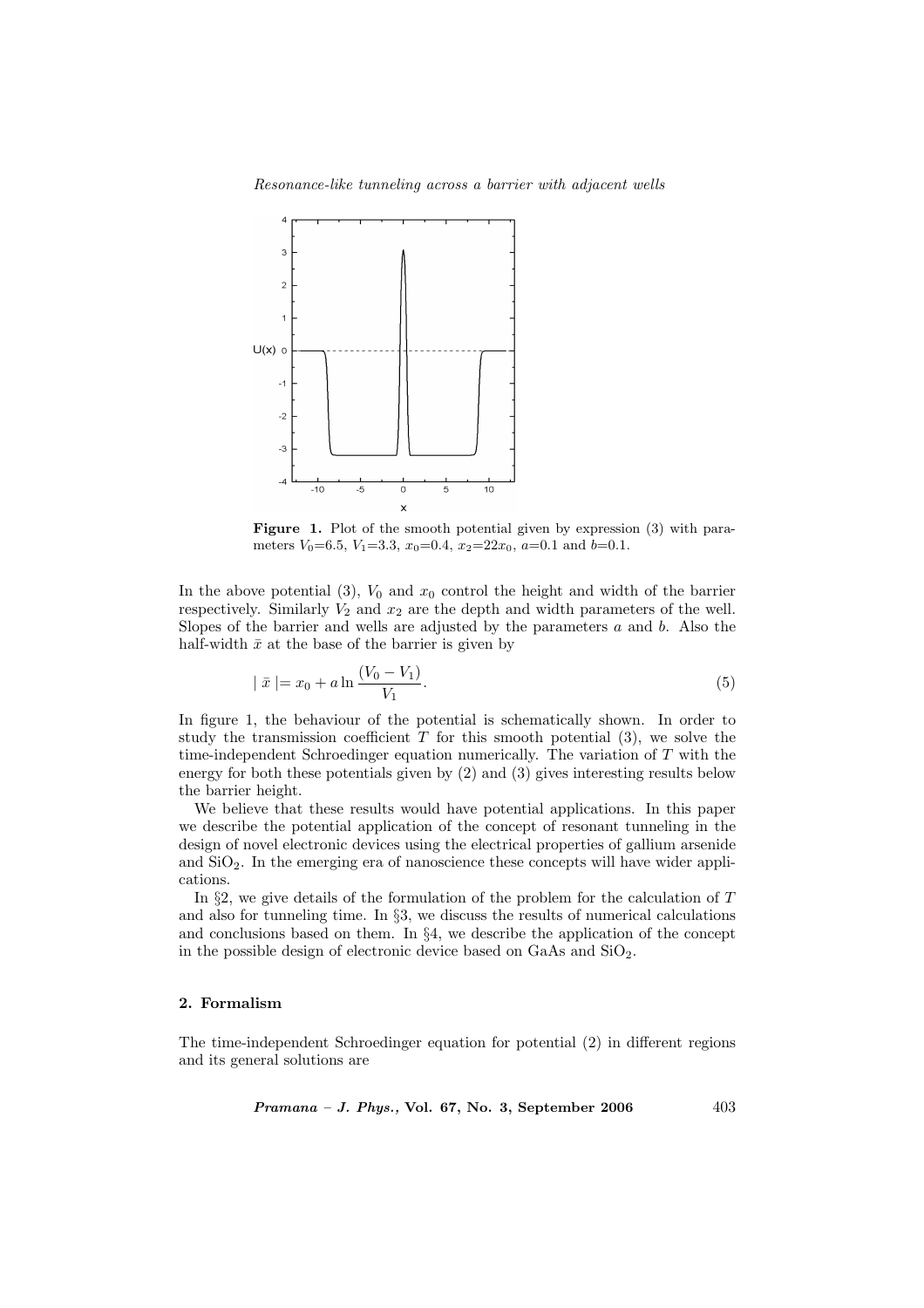**Figure 1.** Plot of the smooth potential given by expression (3) with parameters $V_0$=6.5, $V_1$=3.3, $x_0$=0.4, $x_2$=22$x_0$, $a$=0.1 and $b$=0.1.

In the above potential (3), $V_0$ and $x_0$ control the height and width of the barrier respectively. Similarly $V_2$ and $x_2$ are the depth and width parameters of the well. Slopes of the barrier and wells are adjusted by the parameters $a$ and $b$. Also the half-width $\bar{x}$ at the base of the barrier is given by

$$| \bar{x} | = x_0 + a \ln \frac{(V_0 - V_1)}{V_1}. \tag{5}$$

In figure 1, the behaviour of the potential is schematically shown. In order to study the transmission coefficient $T$ for this smooth potential (3), we solve the time-independent Schroedinger equation numerically. The variation of $T$ with the energy for both these potentials given by (2) and (3) gives interesting results below the barrier height.

We believe that these results would have potential applications. In this paper we describe the potential application of the concept of resonant tunneling in the design of novel electronic devices using the electrical properties of gallium arsenide and $SiO_2$. In the emerging era of nanoscience these concepts will have wider applications.

In §2, we give details of the formulation of the problem for the calculation of $T$ and also for tunneling time. In §3, we discuss the results of numerical calculations and conclusions based on them. In §4, we describe the application of the concept in the possible design of electronic device based on GaAs and $SiO_2$.

## 2. Formalism

The time-independent Schroedinger equation for potential (2) in different regions and its general solutions are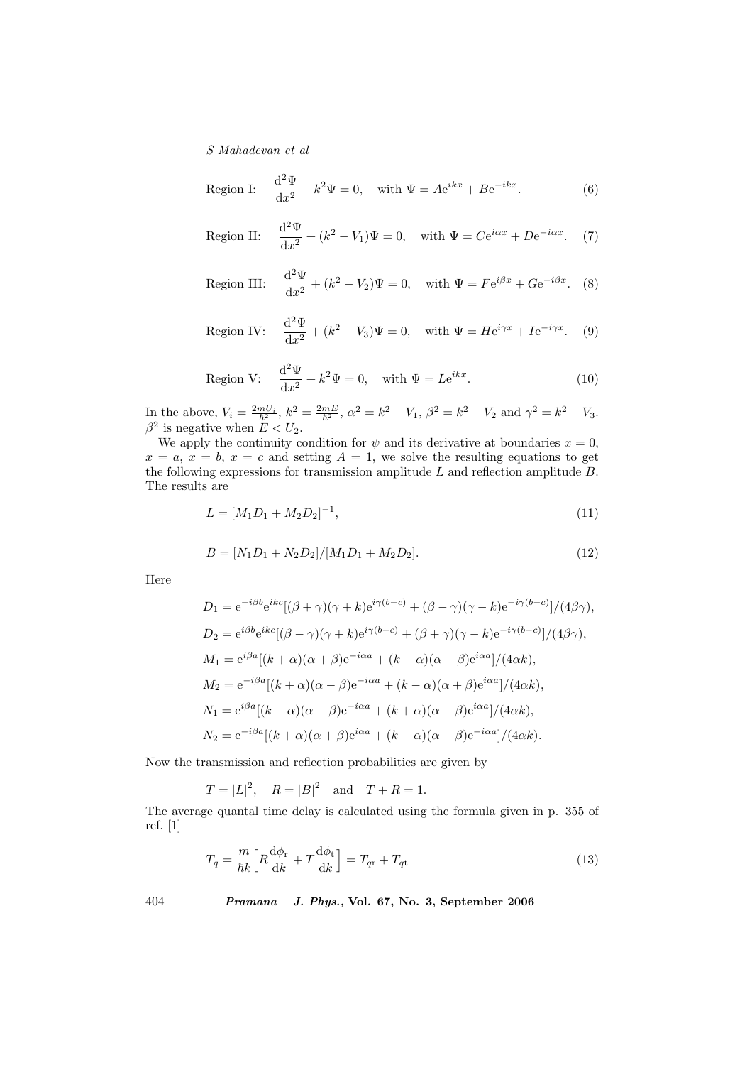$$\text{Region I:} \quad \frac{\mathrm{d}^2\Psi}{\mathrm{d}x^2} + k^2\Psi = 0, \quad \text{with } \Psi = A\mathrm{e}^{ikx} + B\mathrm{e}^{-ikx}. \tag{6}$$

$$\text{Region II:} \quad \frac{\mathrm{d}^2\Psi}{\mathrm{d}x^2} + (k^2 - V_1)\Psi = 0, \quad \text{with } \Psi = C\mathrm{e}^{i\alpha x} + D\mathrm{e}^{-i\alpha x}. \tag{7}$$

$$\text{Region III:} \quad \frac{\mathrm{d}^2\Psi}{\mathrm{d}x^2} + (k^2 - V_2)\Psi = 0, \quad \text{with } \Psi = F\mathrm{e}^{i\beta x} + G\mathrm{e}^{-i\beta x}. \tag{8}$$

$$\text{Region IV:} \quad \frac{\mathrm{d}^2\Psi}{\mathrm{d}x^2} + (k^2 - V_3)\Psi = 0, \quad \text{with } \Psi = H\mathrm{e}^{i\gamma x} + I\mathrm{e}^{-i\gamma x}. \tag{9}$$

$$\text{Region V:} \quad \frac{\mathrm{d}^2\Psi}{\mathrm{d}x^2} + k^2\Psi = 0, \quad \text{with } \Psi = L\mathrm{e}^{ikx}. \tag{10}$$

In the above, $V_i = \frac{2mU_i}{\hbar^2}$, $k^2 = \frac{2mE}{\hbar^2}$, $\alpha^2 = k^2 - V_1$, $\beta^2 = k^2 - V_2$ and $\gamma^2 = k^2 - V_3$. $\beta^2$ is negative when $E < U_2$.

We apply the continuity condition for $\psi$ and its derivative at boundaries $x = 0$, $x = a$, $x = b$, $x = c$ and setting $A = 1$, we solve the resulting equations to get the following expressions for transmission amplitude $L$ and reflection amplitude $B$. The results are

$$L = [M_1D_1 + M_2D_2]^{-1}, \tag{11}$$

$$B = [N_1D_1 + N_2D_2]/[M_1D_1 + M_2D_2]. \tag{12}$$

Here

$$D_1 = \mathrm{e}^{-i\beta b}\mathrm{e}^{ikc}[(\beta+\gamma)(\gamma+k)\mathrm{e}^{i\gamma(b-c)} + (\beta-\gamma)(\gamma-k)\mathrm{e}^{-i\gamma(b-c)}]/(4\beta\gamma),$$

$$D_2 = \mathrm{e}^{i\beta b}\mathrm{e}^{ikc}[(\beta-\gamma)(\gamma+k)\mathrm{e}^{i\gamma(b-c)} + (\beta+\gamma)(\gamma-k)\mathrm{e}^{-i\gamma(b-c)}]/(4\beta\gamma),$$

$$M_1 = \mathrm{e}^{i\beta a}[(k+\alpha)(\alpha+\beta)\mathrm{e}^{-i\alpha a} + (k-\alpha)(\alpha-\beta)\mathrm{e}^{i\alpha a}]/(4\alpha k),$$

$$M_2 = \mathrm{e}^{-i\beta a}[(k+\alpha)(\alpha-\beta)\mathrm{e}^{-i\alpha a} + (k-\alpha)(\alpha+\beta)\mathrm{e}^{i\alpha a}]/(4\alpha k),$$

$$N_1 = \mathrm{e}^{i\beta a}[(k-\alpha)(\alpha+\beta)\mathrm{e}^{-i\alpha a} + (k+\alpha)(\alpha-\beta)\mathrm{e}^{i\alpha a}]/(4\alpha k),$$

$$N_2 = \mathrm{e}^{-i\beta a}[(k+\alpha)(\alpha+\beta)\mathrm{e}^{i\alpha a} + (k-\alpha)(\alpha-\beta)\mathrm{e}^{-i\alpha a}]/(4\alpha k).$$

Now the transmission and reflection probabilities are given by

$$T = |L|^2, \quad R = |B|^2 \quad \text{and} \quad T + R = 1.$$

The average quantal time delay is calculated using the formula given in p. 355 of ref. [1]

$$T_q = \frac{m}{\hbar k}\Big[R\frac{\mathrm{d}\phi_{\mathrm{r}}}{\mathrm{d}k} + T\frac{\mathrm{d}\phi_{\mathrm{t}}}{\mathrm{d}k}\Big] = T_{q\mathrm{r}} + T_{q\mathrm{t}} \tag{13}$$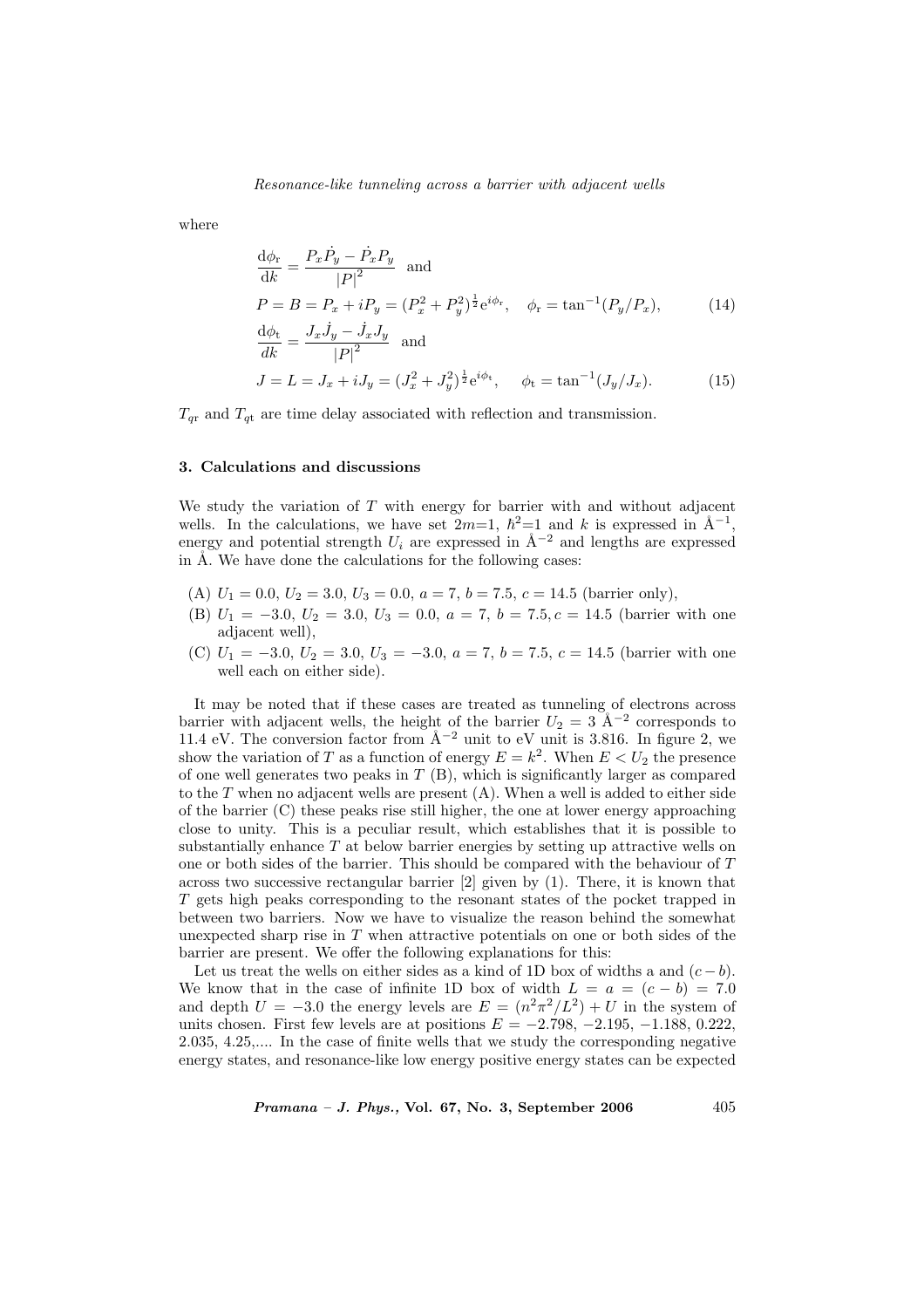where

$$
\begin{aligned}
&\frac{\mathrm{d}\phi_{\mathrm{r}}}{\mathrm{d}k} = \frac{P_x\dot{P}_y - \dot{P}_x P_y}{|P|^2} \quad \text{and} \\
&P = B = P_x + iP_y = (P_x^2 + P_y^2)^{\frac{1}{2}}\mathrm{e}^{i\phi_{\mathrm{r}}}, \quad \phi_{\mathrm{r}} = \tan^{-1}(P_y/P_x), \qquad (14) \\
&\frac{\mathrm{d}\phi_{\mathrm{t}}}{dk} = \frac{J_x\dot{J}_y - \dot{J}_x J_y}{|P|^2} \quad \text{and} \\
&J = L = J_x + iJ_y = (J_x^2 + J_y^2)^{\frac{1}{2}}\mathrm{e}^{i\phi_{\mathrm{t}}}, \quad \phi_{\mathrm{t}} = \tan^{-1}(J_y/J_x). \qquad (15)
\end{aligned}
$$

$T_{q\mathrm{r}}$ and $T_{q\mathrm{t}}$ are time delay associated with reflection and transmission.

## 3. Calculations and discussions

We study the variation of $T$ with energy for barrier with and without adjacent wells. In the calculations, we have set $2m$=1, $\hbar^2$=1 and $k$ is expressed in Å$^{-1}$, energy and potential strength $U_i$ are expressed in Å$^{-2}$ and lengths are expressed in Å. We have done the calculations for the following cases:

(A) $U_1 = 0.0$, $U_2 = 3.0$, $U_3 = 0.0$, $a = 7$, $b = 7.5$, $c = 14.5$ (barrier only),

(B) $U_1 = -3.0$, $U_2 = 3.0$, $U_3 = 0.0$, $a = 7$, $b = 7.5, c = 14.5$ (barrier with one adjacent well),

(C) $U_1 = -3.0$, $U_2 = 3.0$, $U_3 = -3.0$, $a = 7$, $b = 7.5$, $c = 14.5$ (barrier with one well each on either side).

It may be noted that if these cases are treated as tunneling of electrons across barrier with adjacent wells, the height of the barrier $U_2 = 3$ Å$^{-2}$ corresponds to 11.4 eV. The conversion factor from Å$^{-2}$ unit to eV unit is 3.816. In figure 2, we show the variation of $T$ as a function of energy $E = k^2$. When $E < U_2$ the presence of one well generates two peaks in $T$ (B), which is significantly larger as compared to the $T$ when no adjacent wells are present (A). When a well is added to either side of the barrier (C) these peaks rise still higher, the one at lower energy approaching close to unity. This is a peculiar result, which establishes that it is possible to substantially enhance $T$ at below barrier energies by setting up attractive wells on one or both sides of the barrier. This should be compared with the behaviour of $T$ across two successive rectangular barrier [2] given by (1). There, it is known that $T$ gets high peaks corresponding to the resonant states of the pocket trapped in between two barriers. Now we have to visualize the reason behind the somewhat unexpected sharp rise in $T$ when attractive potentials on one or both sides of the barrier are present. We offer the following explanations for this:

Let us treat the wells on either sides as a kind of 1D box of widths a and $(c - b)$. We know that in the case of infinite 1D box of width $L = a = (c - b) = 7.0$ and depth $U = -3.0$ the energy levels are $E = (n^2\pi^2/L^2) + U$ in the system of units chosen. First few levels are at positions $E = -2.798$, $-2.195$, $-1.188$, 0.222, 2.035, 4.25,.... In the case of finite wells that we study the corresponding negative energy states, and resonance-like low energy positive energy states can be expected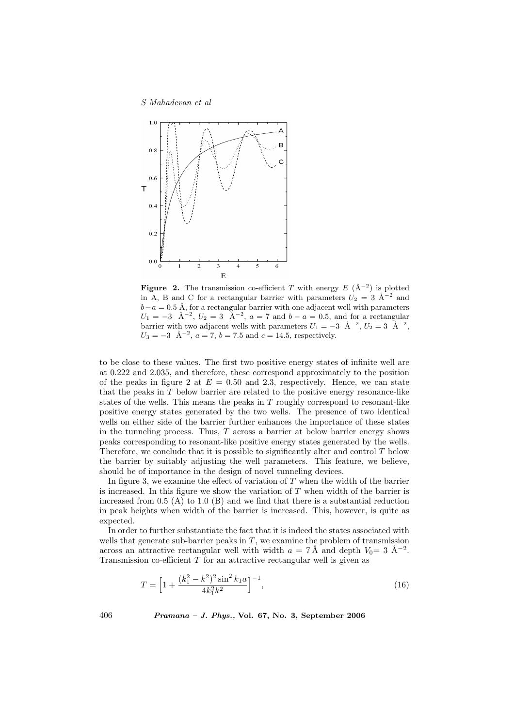**Figure 2.** The transmission co-efficient $T$ with energy $E$ (Å$^{-2}$) is plotted in A, B and C for a rectangular barrier with parameters $U_2 = 3$ Å$^{-2}$ and $b-a = 0.5$ Å, for a rectangular barrier with one adjacent well with parameters $U_1 = -3$ Å$^{-2}$, $U_2 = 3$ Å$^{-2}$, $a = 7$ and $b - a = 0.5$, and for a rectangular barrier with two adjacent wells with parameters $U_1 = -3$ Å$^{-2}$, $U_2 = 3$ Å$^{-2}$, $U_3 = -3$ Å$^{-2}$, $a = 7$, $b = 7.5$ and $c = 14.5$, respectively.

to be close to these values. The first two positive energy states of infinite well are at 0.222 and 2.035, and therefore, these correspond approximately to the position of the peaks in figure 2 at $E = 0.50$ and 2.3, respectively. Hence, we can state that the peaks in $T$ below barrier are related to the positive energy resonance-like states of the wells. This means the peaks in $T$ roughly correspond to resonant-like positive energy states generated by the two wells. The presence of two identical wells on either side of the barrier further enhances the importance of these states in the tunneling process. Thus, $T$ across a barrier at below barrier energy shows peaks corresponding to resonant-like positive energy states generated by the wells. Therefore, we conclude that it is possible to significantly alter and control $T$ below the barrier by suitably adjusting the well parameters. This feature, we believe, should be of importance in the design of novel tunneling devices.

In figure 3, we examine the effect of variation of $T$ when the width of the barrier is increased. In this figure we show the variation of $T$ when width of the barrier is increased from 0.5 (A) to 1.0 (B) and we find that there is a substantial reduction in peak heights when width of the barrier is increased. This, however, is quite as expected.

In order to further substantiate the fact that it is indeed the states associated with wells that generate sub-barrier peaks in $T$, we examine the problem of transmission across an attractive rectangular well with width $a = 7$ Å and depth $V_0 = 3$ Å$^{-2}$. Transmission co-efficient $T$ for an attractive rectangular well is given as

$$T = \left[1 + \frac{(k_1^2 - k^2)^2 \sin^2 k_1 a}{4k_1^2 k^2}\right]^{-1}, \tag{16}$$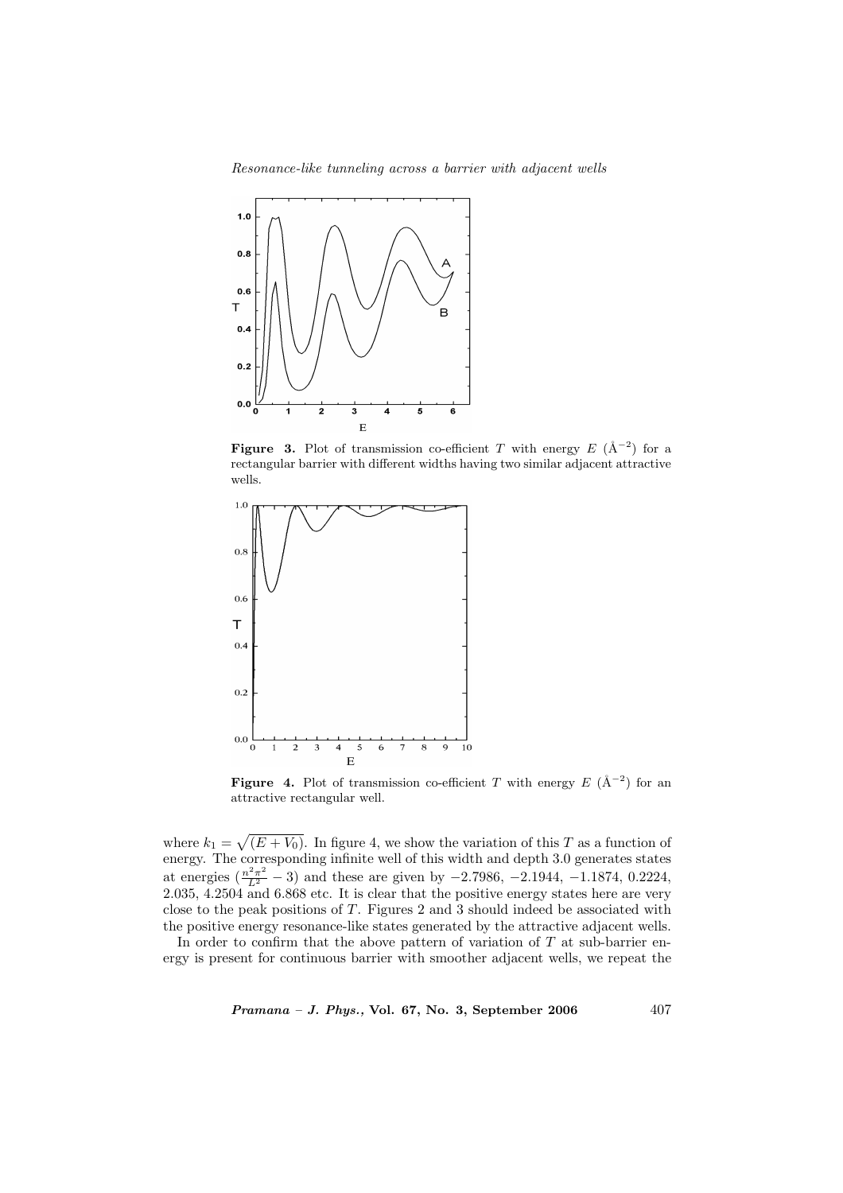**Figure 3.** Plot of transmission co-efficient $T$ with energy $E$ (Å$^{-2}$) for a rectangular barrier with different widths having two similar adjacent attractive wells.

**Figure 4.** Plot of transmission co-efficient $T$ with energy $E$ (Å$^{-2}$) for an attractive rectangular well.

where $k_1 = \sqrt{(E + V_0)}$. In figure 4, we show the variation of this $T$ as a function of energy. The corresponding infinite well of this width and depth 3.0 generates states at energies $(\frac{n^2\pi^2}{L^2} - 3)$ and these are given by $-2.7986$, $-2.1944$, $-1.1874$, 0.2224, 2.035, 4.2504 and 6.868 etc. It is clear that the positive energy states here are very close to the peak positions of $T$. Figures 2 and 3 should indeed be associated with the positive energy resonance-like states generated by the attractive adjacent wells.

In order to confirm that the above pattern of variation of $T$ at sub-barrier energy is present for continuous barrier with smoother adjacent wells, we repeat the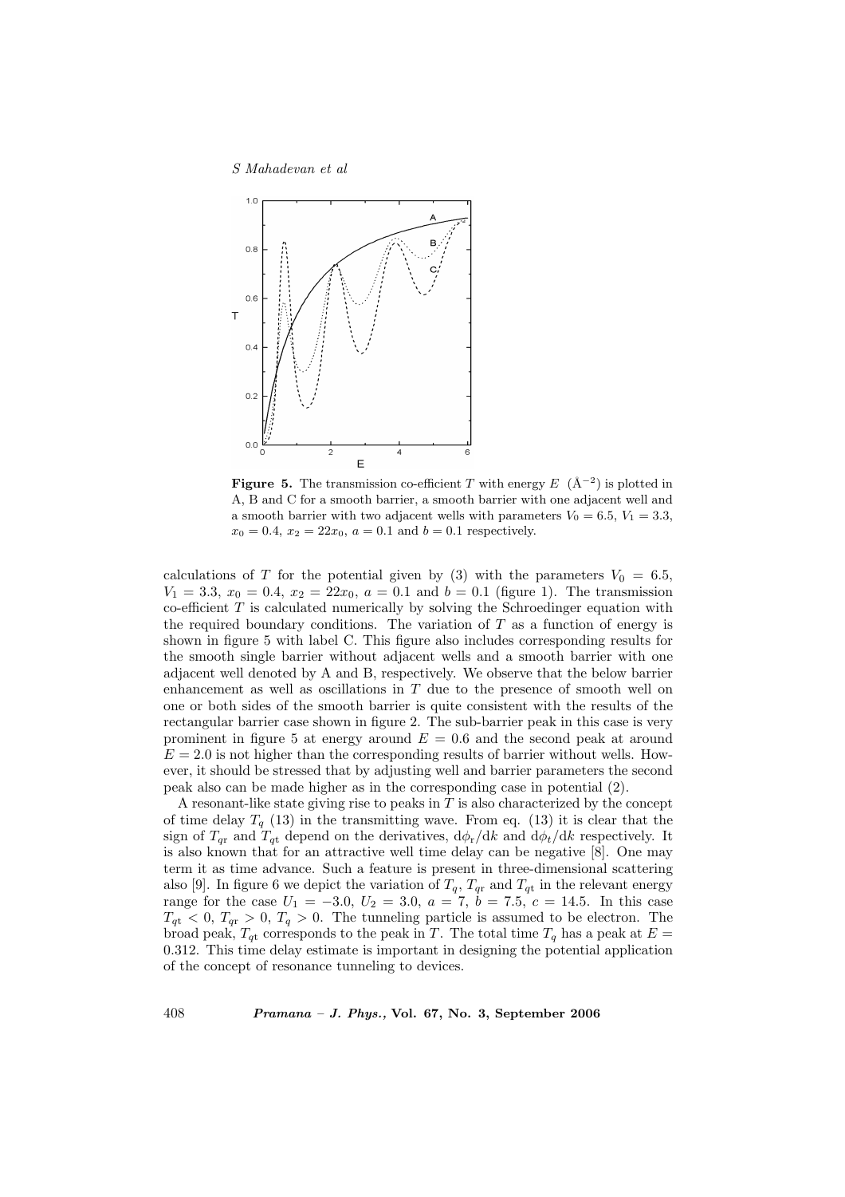**Figure 5.** The transmission co-efficient $T$ with energy $E$ ($\text{Å}^{-2}$) is plotted in A, B and C for a smooth barrier, a smooth barrier with one adjacent well and a smooth barrier with two adjacent wells with parameters $V_0 = 6.5$, $V_1 = 3.3$, $x_0 = 0.4$, $x_2 = 22x_0$, $a = 0.1$ and $b = 0.1$ respectively.

calculations of $T$ for the potential given by (3) with the parameters $V_0 = 6.5$, $V_1 = 3.3$, $x_0 = 0.4$, $x_2 = 22x_0$, $a = 0.1$ and $b = 0.1$ (figure 1). The transmission co-efficient $T$ is calculated numerically by solving the Schroedinger equation with the required boundary conditions. The variation of $T$ as a function of energy is shown in figure 5 with label C. This figure also includes corresponding results for the smooth single barrier without adjacent wells and a smooth barrier with one adjacent well denoted by A and B, respectively. We observe that the below barrier enhancement as well as oscillations in $T$ due to the presence of smooth well on one or both sides of the smooth barrier is quite consistent with the results of the rectangular barrier case shown in figure 2. The sub-barrier peak in this case is very prominent in figure 5 at energy around $E = 0.6$ and the second peak at around $E = 2.0$ is not higher than the corresponding results of barrier without wells. However, it should be stressed that by adjusting well and barrier parameters the second peak also can be made higher as in the corresponding case in potential (2).

A resonant-like state giving rise to peaks in $T$ is also characterized by the concept of time delay $T_q$ (13) in the transmitting wave. From eq. (13) it is clear that the sign of $T_{q\mathrm{r}}$ and $T_{q\mathrm{t}}$ depend on the derivatives, $\mathrm{d}\phi_{\mathrm{r}}/\mathrm{d}k$ and $\mathrm{d}\phi_{t}/\mathrm{d}k$ respectively. It is also known that for an attractive well time delay can be negative [8]. One may term it as time advance. Such a feature is present in three-dimensional scattering also [9]. In figure 6 we depict the variation of $T_q$, $T_{q\mathrm{r}}$ and $T_{q\mathrm{t}}$ in the relevant energy range for the case $U_1 = -3.0$, $U_2 = 3.0$, $a = 7$, $b = 7.5$, $c = 14.5$. In this case $T_{q\mathrm{t}} < 0$, $T_{q\mathrm{r}} > 0$, $T_q > 0$. The tunneling particle is assumed to be electron. The broad peak, $T_{q\mathrm{t}}$ corresponds to the peak in $T$. The total time $T_q$ has a peak at $E = 0.312$. This time delay estimate is important in designing the potential application of the concept of resonance tunneling to devices.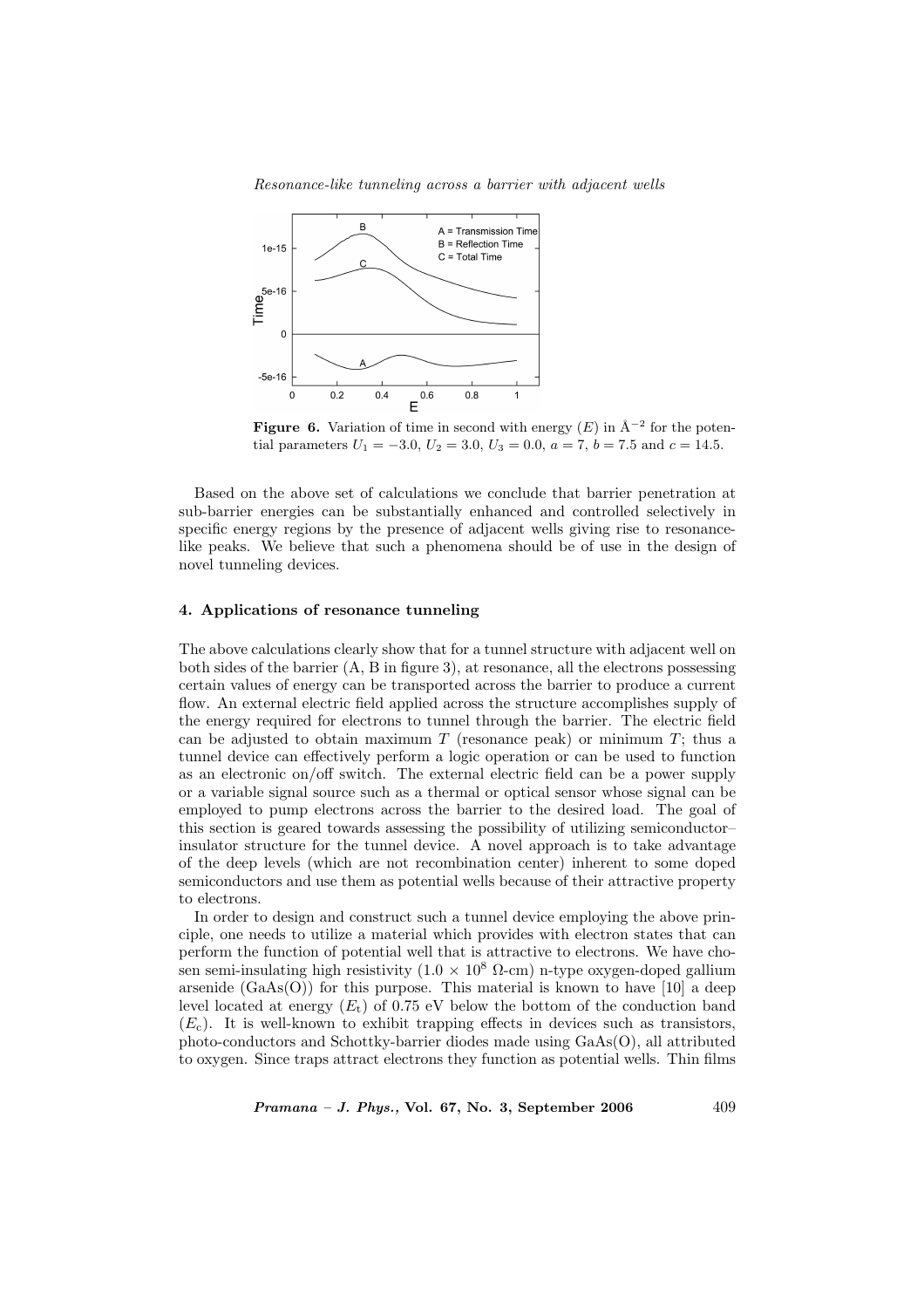**Figure 6.** Variation of time in second with energy ($E$) in Å$^{-2}$ for the potential parameters $U_1 = -3.0$, $U_2 = 3.0$, $U_3 = 0.0$, $a = 7$, $b = 7.5$ and $c = 14.5$.

Based on the above set of calculations we conclude that barrier penetration at sub-barrier energies can be substantially enhanced and controlled selectively in specific energy regions by the presence of adjacent wells giving rise to resonance-like peaks. We believe that such a phenomena should be of use in the design of novel tunneling devices.

## 4. Applications of resonance tunneling

The above calculations clearly show that for a tunnel structure with adjacent well on both sides of the barrier (A, B in figure 3), at resonance, all the electrons possessing certain values of energy can be transported across the barrier to produce a current flow. An external electric field applied across the structure accomplishes supply of the energy required for electrons to tunnel through the barrier. The electric field can be adjusted to obtain maximum $T$ (resonance peak) or minimum $T$; thus a tunnel device can effectively perform a logic operation or can be used to function as an electronic on/off switch. The external electric field can be a power supply or a variable signal source such as a thermal or optical sensor whose signal can be employed to pump electrons across the barrier to the desired load. The goal of this section is geared towards assessing the possibility of utilizing semiconductor–insulator structure for the tunnel device. A novel approach is to take advantage of the deep levels (which are not recombination center) inherent to some doped semiconductors and use them as potential wells because of their attractive property to electrons.

In order to design and construct such a tunnel device employing the above principle, one needs to utilize a material which provides with electron states that can perform the function of potential well that is attractive to electrons. We have chosen semi-insulating high resistivity ($1.0 \times 10^8$ Ω-cm) n-type oxygen-doped gallium arsenide (GaAs(O)) for this purpose. This material is known to have [10] a deep level located at energy ($E_t$) of 0.75 eV below the bottom of the conduction band ($E_c$). It is well-known to exhibit trapping effects in devices such as transistors, photo-conductors and Schottky-barrier diodes made using GaAs(O), all attributed to oxygen. Since traps attract electrons they function as potential wells. Thin films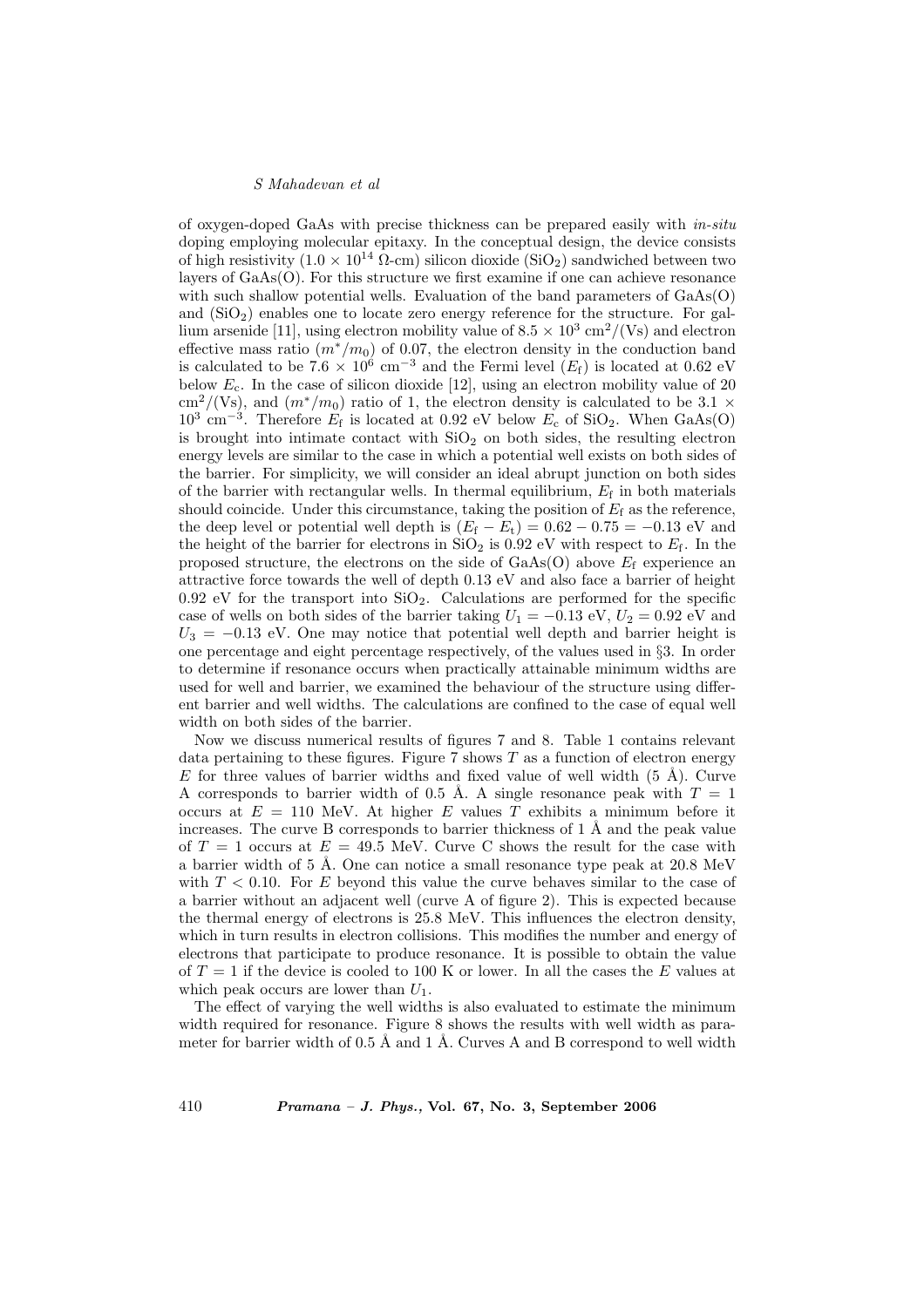of oxygen-doped GaAs with precise thickness can be prepared easily with *in-situ* doping employing molecular epitaxy. In the conceptual design, the device consists of high resistivity ($1.0 \times 10^{14}$ $\Omega$-cm) silicon dioxide ($SiO_2$) sandwiched between two layers of GaAs(O). For this structure we first examine if one can achieve resonance with such shallow potential wells. Evaluation of the band parameters of GaAs(O) and ($SiO_2$) enables one to locate zero energy reference for the structure. For gallium arsenide [11], using electron mobility value of $8.5 \times 10^3$ cm$^2$/(Vs) and electron effective mass ratio ($m^*/m_0$) of 0.07, the electron density in the conduction band is calculated to be $7.6 \times 10^6$ cm$^{-3}$ and the Fermi level ($E_{\rm f}$) is located at 0.62 eV below $E_{\rm c}$. In the case of silicon dioxide [12], using an electron mobility value of 20 cm$^2$/(Vs), and ($m^*/m_0$) ratio of 1, the electron density is calculated to be $3.1 \times 10^3$ cm$^{-3}$. Therefore $E_{\rm f}$ is located at 0.92 eV below $E_{\rm c}$ of $SiO_2$. When GaAs(O) is brought into intimate contact with $SiO_2$ on both sides, the resulting electron energy levels are similar to the case in which a potential well exists on both sides of the barrier. For simplicity, we will consider an ideal abrupt junction on both sides of the barrier with rectangular wells. In thermal equilibrium, $E_{\rm f}$ in both materials should coincide. Under this circumstance, taking the position of $E_{\rm f}$ as the reference, the deep level or potential well depth is $(E_{\rm f} - E_{\rm t}) = 0.62 - 0.75 = -0.13$ eV and the height of the barrier for electrons in $SiO_2$ is 0.92 eV with respect to $E_{\rm f}$. In the proposed structure, the electrons on the side of GaAs(O) above $E_{\rm f}$ experience an attractive force towards the well of depth 0.13 eV and also face a barrier of height 0.92 eV for the transport into $SiO_2$. Calculations are performed for the specific case of wells on both sides of the barrier taking $U_1 = -0.13$ eV, $U_2 = 0.92$ eV and $U_3 = -0.13$ eV. One may notice that potential well depth and barrier height is one percentage and eight percentage respectively, of the values used in §3. In order to determine if resonance occurs when practically attainable minimum widths are used for well and barrier, we examined the behaviour of the structure using different barrier and well widths. The calculations are confined to the case of equal well width on both sides of the barrier.

Now we discuss numerical results of figures 7 and 8. Table 1 contains relevant data pertaining to these figures. Figure 7 shows $T$ as a function of electron energy $E$ for three values of barrier widths and fixed value of well width (5 Å). Curve A corresponds to barrier width of 0.5 Å. A single resonance peak with $T = 1$ occurs at $E = 110$ MeV. At higher $E$ values $T$ exhibits a minimum before it increases. The curve B corresponds to barrier thickness of 1 Å and the peak value of $T = 1$ occurs at $E = 49.5$ MeV. Curve C shows the result for the case with a barrier width of 5 Å. One can notice a small resonance type peak at 20.8 MeV with $T < 0.10$. For $E$ beyond this value the curve behaves similar to the case of a barrier without an adjacent well (curve A of figure 2). This is expected because the thermal energy of electrons is 25.8 MeV. This influences the electron density, which in turn results in electron collisions. This modifies the number and energy of electrons that participate to produce resonance. It is possible to obtain the value of $T = 1$ if the device is cooled to 100 K or lower. In all the cases the $E$ values at which peak occurs are lower than $U_1$.

The effect of varying the well widths is also evaluated to estimate the minimum width required for resonance. Figure 8 shows the results with well width as parameter for barrier width of 0.5 Å and 1 Å. Curves A and B correspond to well width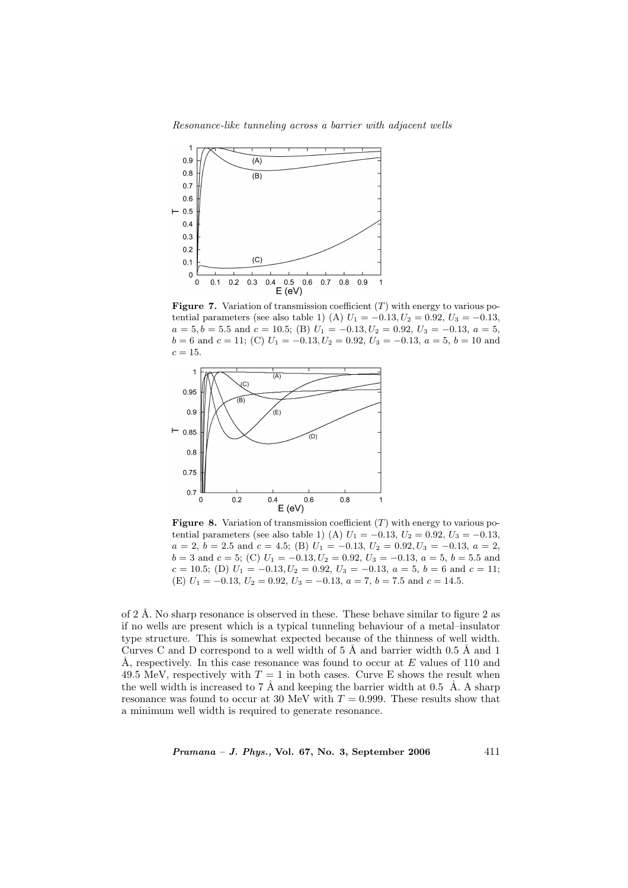**Figure 7.** Variation of transmission coefficient ($T$) with energy to various potential parameters (see also table 1) (A) $U_1 = -0.13, U_2 = 0.92, U_3 = -0.13$, $a = 5, b = 5.5$ and $c = 10.5$; (B) $U_1 = -0.13, U_2 = 0.92, U_3 = -0.13, a = 5$, $b = 6$ and $c = 11$; (C) $U_1 = -0.13, U_2 = 0.92, U_3 = -0.13, a = 5, b = 10$ and $c = 15$.

**Figure 8.** Variation of transmission coefficient ($T$) with energy to various potential parameters (see also table 1) (A) $U_1 = -0.13, U_2 = 0.92, U_3 = -0.13$, $a = 2, b = 2.5$ and $c = 4.5$; (B) $U_1 = -0.13, U_2 = 0.92, U_3 = -0.13, a = 2$, $b = 3$ and $c = 5$; (C) $U_1 = -0.13, U_2 = 0.92, U_3 = -0.13, a = 5, b = 5.5$ and $c = 10.5$; (D) $U_1 = -0.13, U_2 = 0.92, U_3 = -0.13, a = 5, b = 6$ and $c = 11$; (E) $U_1 = -0.13, U_2 = 0.92, U_3 = -0.13, a = 7, b = 7.5$ and $c = 14.5$.

of 2 Å. No sharp resonance is observed in these. These behave similar to figure 2 as if no wells are present which is a typical tunneling behaviour of a metal–insulator type structure. This is somewhat expected because of the thinness of well width. Curves C and D correspond to a well width of 5 Å and barrier width 0.5 Å and 1 Å, respectively. In this case resonance was found to occur at $E$ values of 110 and 49.5 MeV, respectively with $T = 1$ in both cases. Curve E shows the result when the well width is increased to 7 Å and keeping the barrier width at 0.5 Å. A sharp resonance was found to occur at 30 MeV with $T = 0.999$. These results show that a minimum well width is required to generate resonance.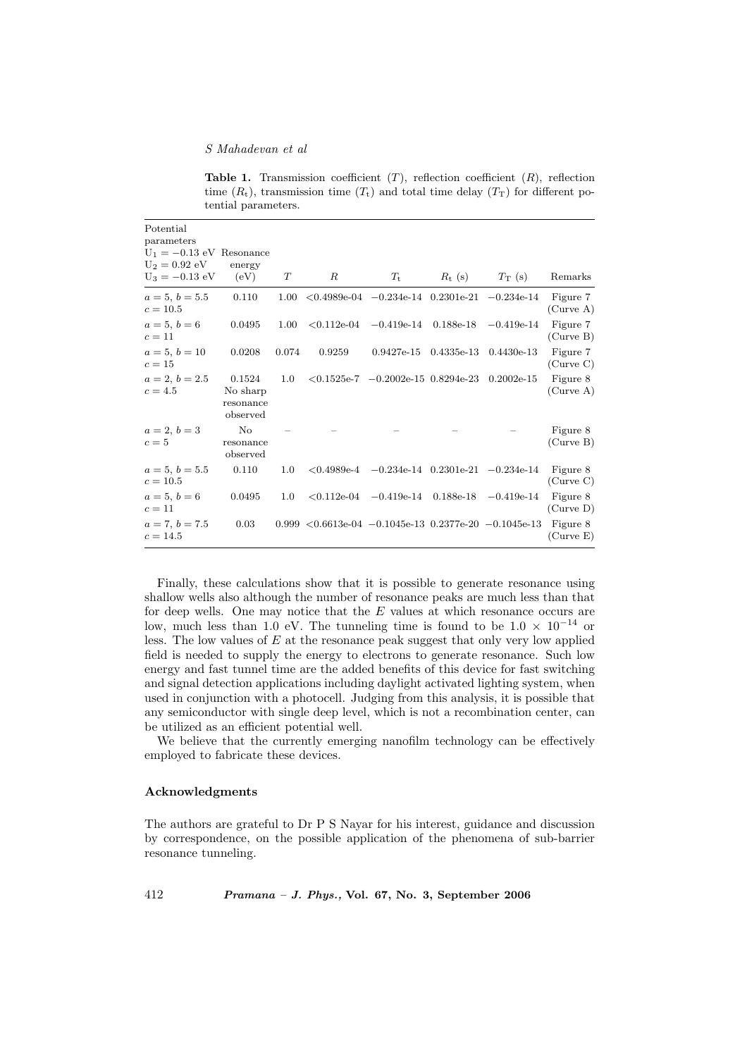**Table 1.** Transmission coefficient ($T$), reflection coefficient ($R$), reflection time ($R_t$), transmission time ($T_t$) and total time delay ($T_T$) for different potential parameters.

| Potential parameters $U_1 = -0.13$ eV $U_2 = 0.92$ eV $U_3 = -0.13$ eV | Resonance energy (eV) | $T$ | $R$ | $T_t$ | $R_t$ (s) | $T_T$ (s) | Remarks |
|---|---|---|---|---|---|---|---|
| $a = 5$, $b = 5.5$ $c = 10.5$ | 0.110 | 1.00 | <0.4989e-04 | −0.234e-14 | 0.2301e-21 | −0.234e-14 | Figure 7 (Curve A) |
| $a = 5$, $b = 6$ $c = 11$ | 0.0495 | 1.00 | <0.112e-04 | −0.419e-14 | 0.188e-18 | −0.419e-14 | Figure 7 (Curve B) |
| $a = 5$, $b = 10$ $c = 15$ | 0.0208 | 0.074 | 0.9259 | 0.9427e-15 | 0.4335e-13 | 0.4430e-13 | Figure 7 (Curve C) |
| $a = 2$, $b = 2.5$ $c = 4.5$ | 0.1524 No sharp resonance observed | 1.0 | <0.1525e-7 | −0.2002e-15 | 0.8294e-23 | 0.2002e-15 | Figure 8 (Curve A) |
| $a = 2$, $b = 3$ $c = 5$ | No resonance observed | – | – | – | – | – | Figure 8 (Curve B) |
| $a = 5$, $b = 5.5$ $c = 10.5$ | 0.110 | 1.0 | <0.4989e-4 | −0.234e-14 | 0.2301e-21 | −0.234e-14 | Figure 8 (Curve C) |
| $a = 5$, $b = 6$ $c = 11$ | 0.0495 | 1.0 | <0.112e-04 | −0.419e-14 | 0.188e-18 | −0.419e-14 | Figure 8 (Curve D) |
| $a = 7$, $b = 7.5$ $c = 14.5$ | 0.03 | 0.999 | <0.6613e-04 | −0.1045e-13 | 0.2377e-20 | −0.1045e-13 | Figure 8 (Curve E) |

Finally, these calculations show that it is possible to generate resonance using shallow wells also although the number of resonance peaks are much less than that for deep wells. One may notice that the $E$ values at which resonance occurs are low, much less than 1.0 eV. The tunneling time is found to be $1.0 \times 10^{-14}$ or less. The low values of $E$ at the resonance peak suggest that only very low applied field is needed to supply the energy to electrons to generate resonance. Such low energy and fast tunnel time are the added benefits of this device for fast switching and signal detection applications including daylight activated lighting system, when used in conjunction with a photocell. Judging from this analysis, it is possible that any semiconductor with single deep level, which is not a recombination center, can be utilized as an efficient potential well.

We believe that the currently emerging nanofilm technology can be effectively employed to fabricate these devices.

## Acknowledgments

The authors are grateful to Dr P S Nayar for his interest, guidance and discussion by correspondence, on the possible application of the phenomena of sub-barrier resonance tunneling.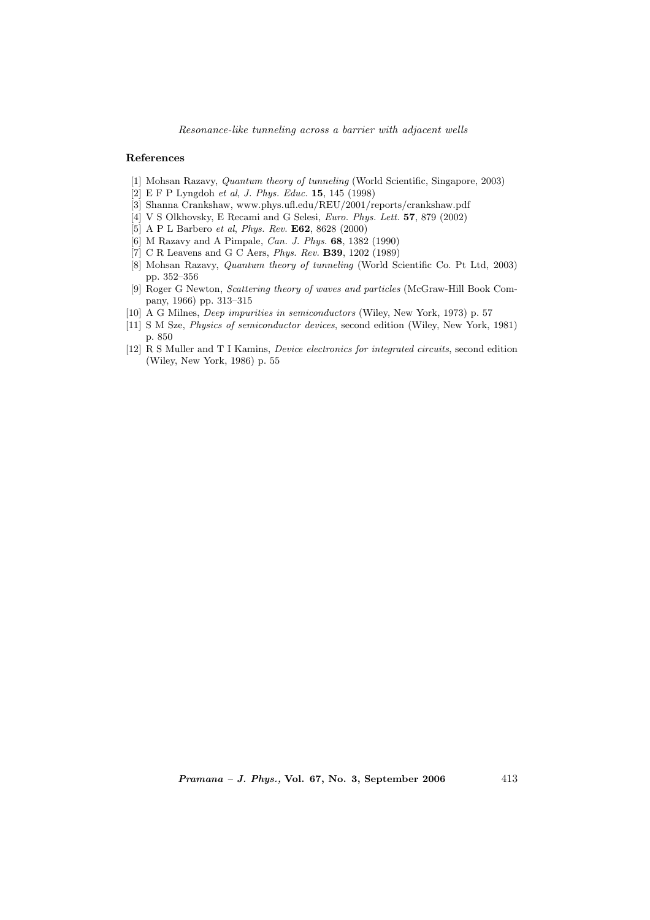## References

[1] Mohsan Razavy, *Quantum theory of tunneling* (World Scientific, Singapore, 2003)

[2] E F P Lyngdoh *et al*, *J. Phys. Educ.* **15**, 145 (1998)

[3] Shanna Crankshaw, www.phys.ufl.edu/REU/2001/reports/crankshaw.pdf

[4] V S Olkhovsky, E Recami and G Selesi, *Euro. Phys. Lett.* **57**, 879 (2002)

[5] A P L Barbero *et al*, *Phys. Rev.* **E62**, 8628 (2000)

[6] M Razavy and A Pimpale, *Can. J. Phys.* **68**, 1382 (1990)

[7] C R Leavens and G C Aers, *Phys. Rev.* **B39**, 1202 (1989)

[8] Mohsan Razavy, *Quantum theory of tunneling* (World Scientific Co. Pt Ltd, 2003) pp. 352–356

[9] Roger G Newton, *Scattering theory of waves and particles* (McGraw-Hill Book Company, 1966) pp. 313–315

[10] A G Milnes, *Deep impurities in semiconductors* (Wiley, New York, 1973) p. 57

[11] S M Sze, *Physics of semiconductor devices*, second edition (Wiley, New York, 1981) p. 850

[12] R S Muller and T I Kamins, *Device electronics for integrated circuits*, second edition (Wiley, New York, 1986) p. 55